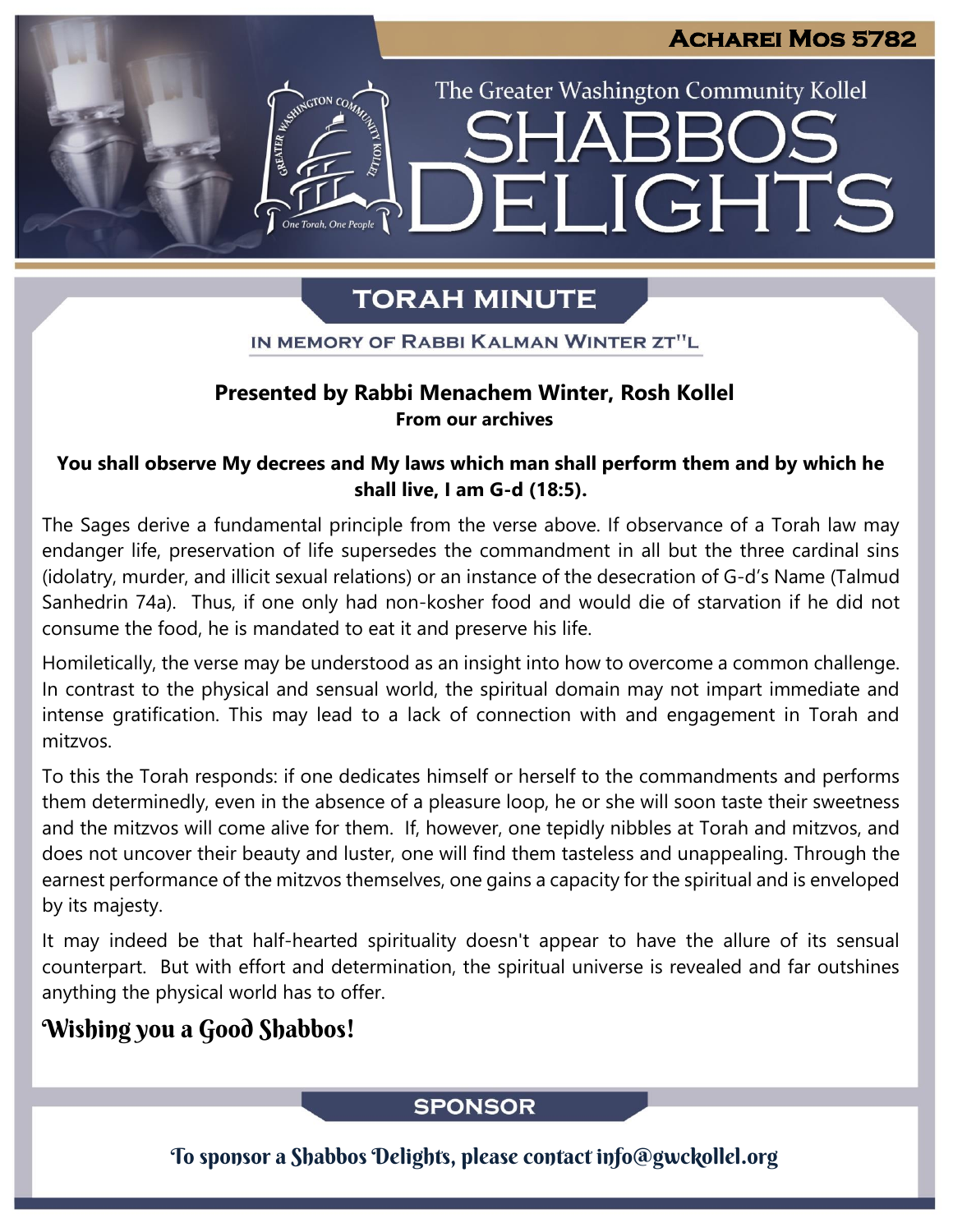**Acharei Mos 5782**

The Greater Washington Community Kollel

# SHABBOS DELIGHTS

## TORAH MINUTE

IN MEMORY OF RABBI KALMAN WINTER ZT"L

**Presented by Rabbi Menachem Winter, Rosh Kollel**
**From our archives**

**You shall observe My decrees and My laws which man shall perform them and by which he shall live, I am G-d (18:5).**

The Sages derive a fundamental principle from the verse above. If observance of a Torah law may endanger life, preservation of life supersedes the commandment in all but the three cardinal sins (idolatry, murder, and illicit sexual relations) or an instance of the desecration of G-d's Name (Talmud Sanhedrin 74a). Thus, if one only had non-kosher food and would die of starvation if he did not consume the food, he is mandated to eat it and preserve his life.

Homiletically, the verse may be understood as an insight into how to overcome a common challenge. In contrast to the physical and sensual world, the spiritual domain may not impart immediate and intense gratification. This may lead to a lack of connection with and engagement in Torah and mitzvos.

To this the Torah responds: if one dedicates himself or herself to the commandments and performs them determinedly, even in the absence of a pleasure loop, he or she will soon taste their sweetness and the mitzvos will come alive for them. If, however, one tepidly nibbles at Torah and mitzvos, and does not uncover their beauty and luster, one will find them tasteless and unappealing. Through the earnest performance of the mitzvos themselves, one gains a capacity for the spiritual and is enveloped by its majesty.

It may indeed be that half-hearted spirituality doesn't appear to have the allure of its sensual counterpart. But with effort and determination, the spiritual universe is revealed and far outshines anything the physical world has to offer.

*Wishing you a Good Shabbos!*

## SPONSOR

To sponsor a Shabbos Delights, please contact info@gwckollel.org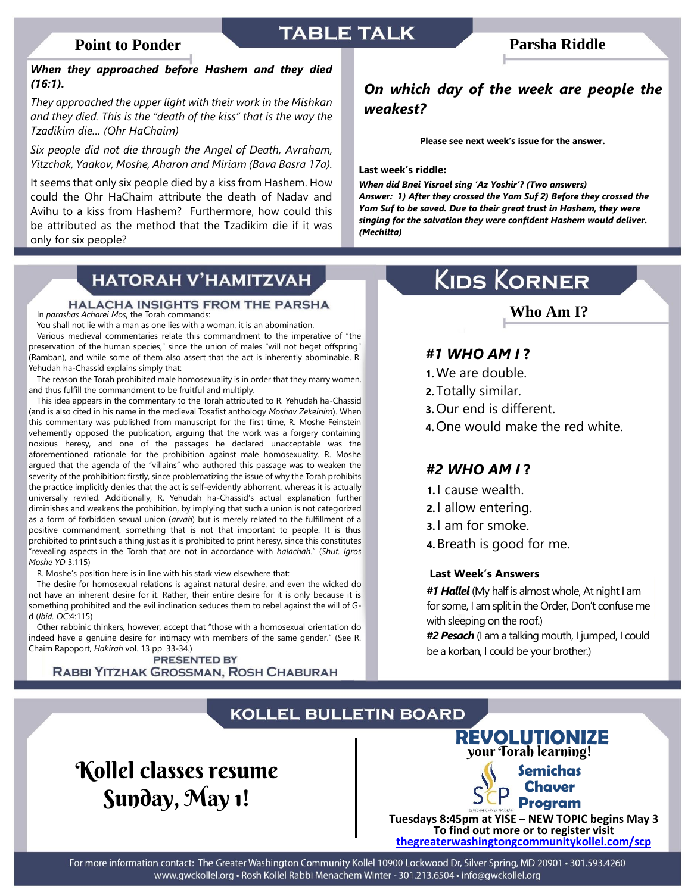# TABLE TALK

## Point to Ponder

***When they approached before Hashem and they died (16:1).***

*They approached the upper light with their work in the Mishkan and they died. This is the "death of the kiss" that is the way the Tzadikim die… (Ohr HaChaim)*

*Six people did not die through the Angel of Death, Avraham, Yitzchak, Yaakov, Moshe, Aharon and Miriam (Bava Basra 17a).*

It seems that only six people died by a kiss from Hashem. How could the Ohr HaChaim attribute the death of Nadav and Avihu to a kiss from Hashem? Furthermore, how could this be attributed as the method that the Tzadikim die if it was only for six people?

## Parsha Riddle

***On which day of the week are people the weakest?***

**Please see next week's issue for the answer.**

**Last week's riddle:**

***When did Bnei Yisrael sing 'Az Yoshir'? (Two answers)***
***Answer: 1) After they crossed the Yam Suf 2) Before they crossed the Yam Suf to be saved. Due to their great trust in Hashem, they were singing for the salvation they were confident Hashem would deliver. (Mechilta)***

# HATORAH V'HAMITZVAH

## HALACHA INSIGHTS FROM THE PARSHA

In *parashas Acharei Mos*, the Torah commands:

You shall not lie with a man as one lies with a woman, it is an abomination.

Various medieval commentaries relate this commandment to the imperative of "the preservation of the human species," since the union of males "will not beget offspring" (Ramban), and while some of them also assert that the act is inherently abominable, R. Yehudah ha-Chassid explains simply that:

The reason the Torah prohibited male homosexuality is in order that they marry women, and thus fulfill the commandment to be fruitful and multiply.

This idea appears in the commentary to the Torah attributed to R. Yehudah ha-Chassid (and is also cited in his name in the medieval Tosafist anthology *Moshav Zekeinim*). When this commentary was published from manuscript for the first time, R. Moshe Feinstein vehemently opposed the publication, arguing that the work was a forgery containing noxious heresy, and one of the passages he declared unacceptable was the aforementioned rationale for the prohibition against male homosexuality. R. Moshe argued that the agenda of the "villains" who authored this passage was to weaken the severity of the prohibition: firstly, since problematizing the issue of why the Torah prohibits the practice implicitly denies that the act is self-evidently abhorrent, whereas it is actually universally reviled. Additionally, R. Yehudah ha-Chassid's actual explanation further diminishes and weakens the prohibition, by implying that such a union is not categorized as a form of forbidden sexual union (*arvah*) but is merely related to the fulfillment of a positive commandment, something that is not that important to people. It is thus prohibited to print such a thing just as it is prohibited to print heresy, since this constitutes "revealing aspects in the Torah that are not in accordance with *halachah*." (*Shut. Igros Moshe YD* 3:115)

R. Moshe's position here is in line with his stark view elsewhere that:

The desire for homosexual relations is against natural desire, and even the wicked do not have an inherent desire for it. Rather, their entire desire for it is only because it is something prohibited and the evil inclination seduces them to rebel against the will of G-d (*Ibid. OC*:4:115)

Other rabbinic thinkers, however, accept that "those with a homosexual orientation do indeed have a genuine desire for intimacy with members of the same gender." (See R. Chaim Rapoport, *Hakirah* vol. 13 pp. 33-34.)

PRESENTED BY
RABBI YITZHAK GROSSMAN, ROSH CHABURAH

# KIDS KORNER

## Who Am I?

### #1 WHO AM I ?

1. We are double.
2. Totally similar.
3. Our end is different.
4. One would make the red white.

### #2 WHO AM I ?

1. I cause wealth.
2. I allow entering.
3. I am for smoke.
4. Breath is good for me.

**Last Week's Answers**

***#1 Hallel*** (My half is almost whole, At night I am for some, I am split in the Order, Don't confuse me with sleeping on the roof.)
***#2 Pesach*** (I am a talking mouth, I jumped, I could be a korban, I could be your brother.)

# KOLLEL BULLETIN BOARD

Kollel classes resume Sunday, May 1!

**REVOLUTIONIZE your Torah learning!**
**Semichas Chaver Program**
**Tuesdays 8:45pm at YISE – NEW TOPIC begins May 3**
**To find out more or to register visit**
**thegreaterwashingtoncommunitykollel.com/scp**

For more information contact: The Greater Washington Community Kollel 10900 Lockwood Dr, Silver Spring, MD 20901 • 301.593.4260
www.gwckollel.org • Rosh Kollel Rabbi Menachem Winter - 301.213.6504 • info@gwckollel.org